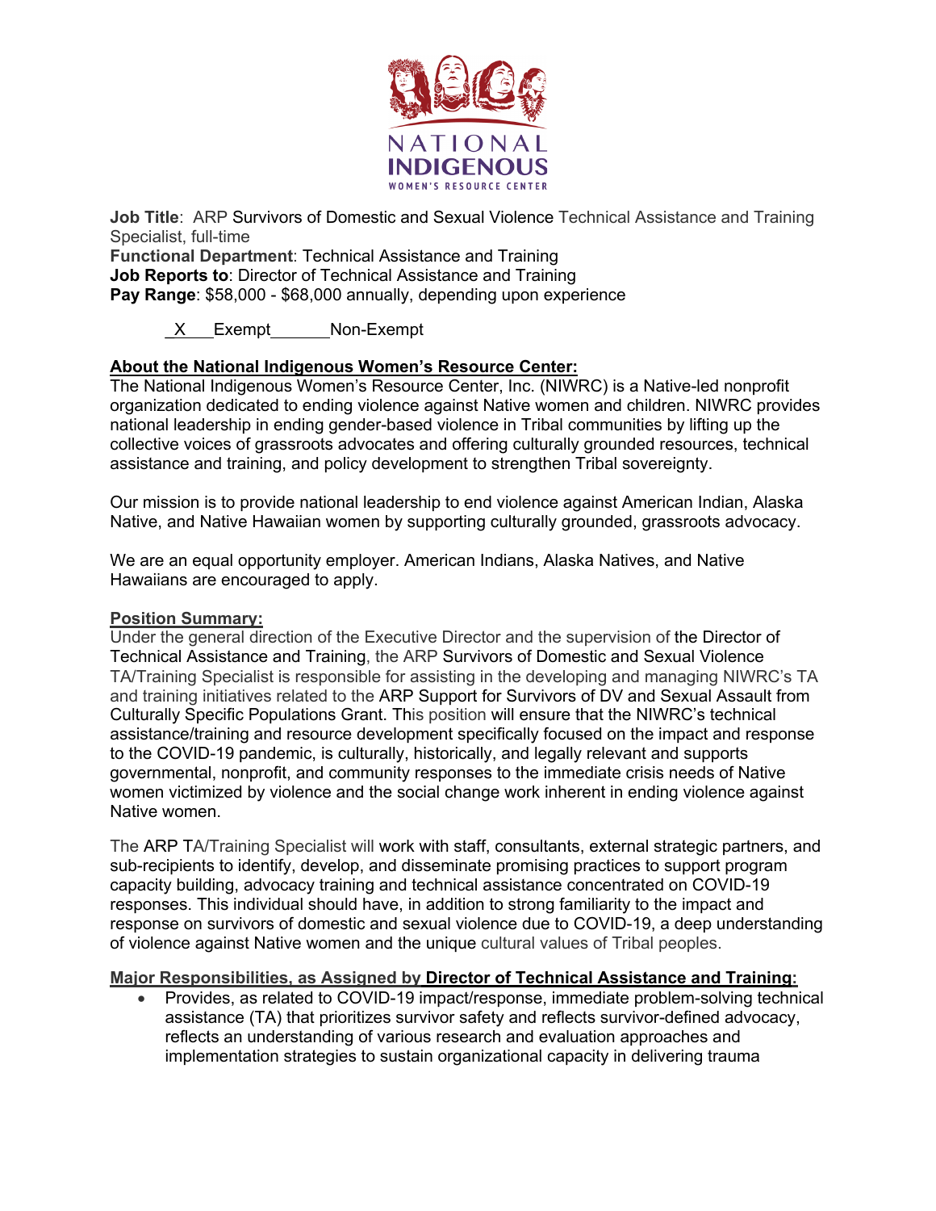NATIONAL
INDIGENOUS
WOMEN'S RESOURCE CENTER

**Job Title**: ARP Survivors of Domestic and Sexual Violence Technical Assistance and Training Specialist, full-time
**Functional Department**: Technical Assistance and Training
**Job Reports to**: Director of Technical Assistance and Training
**Pay Range**: $58,000 - $68,000 annually, depending upon experience

_X_ Exempt ______ Non-Exempt

## About the National Indigenous Women's Resource Center:

The National Indigenous Women's Resource Center, Inc. (NIWRC) is a Native-led nonprofit organization dedicated to ending violence against Native women and children. NIWRC provides national leadership in ending gender-based violence in Tribal communities by lifting up the collective voices of grassroots advocates and offering culturally grounded resources, technical assistance and training, and policy development to strengthen Tribal sovereignty.

Our mission is to provide national leadership to end violence against American Indian, Alaska Native, and Native Hawaiian women by supporting culturally grounded, grassroots advocacy.

We are an equal opportunity employer. American Indians, Alaska Natives, and Native Hawaiians are encouraged to apply.

## Position Summary:

Under the general direction of the Executive Director and the supervision of the Director of Technical Assistance and Training, the ARP Survivors of Domestic and Sexual Violence TA/Training Specialist is responsible for assisting in the developing and managing NIWRC's TA and training initiatives related to the ARP Support for Survivors of DV and Sexual Assault from Culturally Specific Populations Grant. This position will ensure that the NIWRC's technical assistance/training and resource development specifically focused on the impact and response to the COVID-19 pandemic, is culturally, historically, and legally relevant and supports governmental, nonprofit, and community responses to the immediate crisis needs of Native women victimized by violence and the social change work inherent in ending violence against Native women.

The ARP TA/Training Specialist will work with staff, consultants, external strategic partners, and sub-recipients to identify, develop, and disseminate promising practices to support program capacity building, advocacy training and technical assistance concentrated on COVID-19 responses. This individual should have, in addition to strong familiarity to the impact and response on survivors of domestic and sexual violence due to COVID-19, a deep understanding of violence against Native women and the unique cultural values of Tribal peoples.

## Major Responsibilities, as Assigned by Director of Technical Assistance and Training:

- Provides, as related to COVID-19 impact/response, immediate problem-solving technical assistance (TA) that prioritizes survivor safety and reflects survivor-defined advocacy, reflects an understanding of various research and evaluation approaches and implementation strategies to sustain organizational capacity in delivering trauma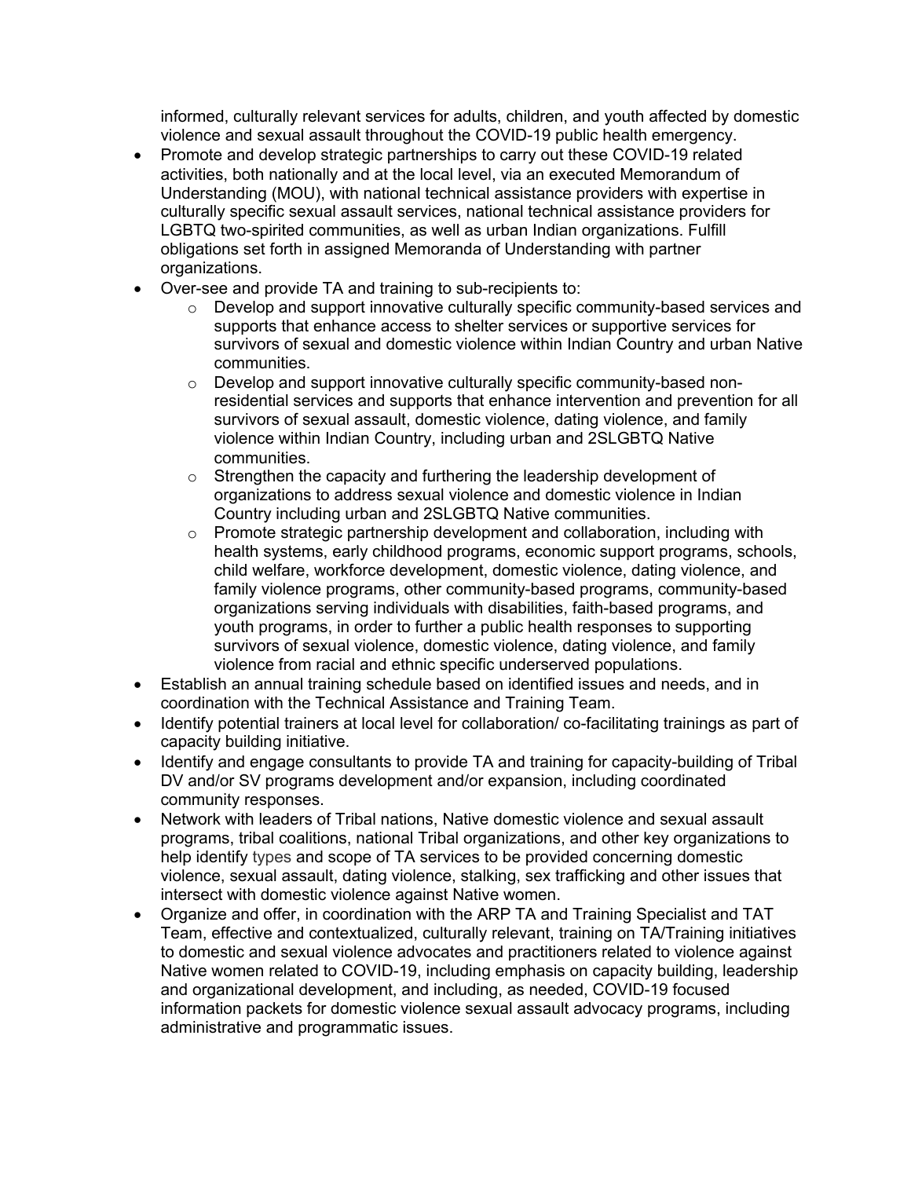informed, culturally relevant services for adults, children, and youth affected by domestic violence and sexual assault throughout the COVID-19 public health emergency.

- Promote and develop strategic partnerships to carry out these COVID-19 related activities, both nationally and at the local level, via an executed Memorandum of Understanding (MOU), with national technical assistance providers with expertise in culturally specific sexual assault services, national technical assistance providers for LGBTQ two-spirited communities, as well as urban Indian organizations. Fulfill obligations set forth in assigned Memoranda of Understanding with partner organizations.
- Over-see and provide TA and training to sub-recipients to:
  - Develop and support innovative culturally specific community-based services and supports that enhance access to shelter services or supportive services for survivors of sexual and domestic violence within Indian Country and urban Native communities.
  - Develop and support innovative culturally specific community-based non-residential services and supports that enhance intervention and prevention for all survivors of sexual assault, domestic violence, dating violence, and family violence within Indian Country, including urban and 2SLGBTQ Native communities.
  - Strengthen the capacity and furthering the leadership development of organizations to address sexual violence and domestic violence in Indian Country including urban and 2SLGBTQ Native communities.
  - Promote strategic partnership development and collaboration, including with health systems, early childhood programs, economic support programs, schools, child welfare, workforce development, domestic violence, dating violence, and family violence programs, other community-based programs, community-based organizations serving individuals with disabilities, faith-based programs, and youth programs, in order to further a public health responses to supporting survivors of sexual violence, domestic violence, dating violence, and family violence from racial and ethnic specific underserved populations.
- Establish an annual training schedule based on identified issues and needs, and in coordination with the Technical Assistance and Training Team.
- Identify potential trainers at local level for collaboration/ co-facilitating trainings as part of capacity building initiative.
- Identify and engage consultants to provide TA and training for capacity-building of Tribal DV and/or SV programs development and/or expansion, including coordinated community responses.
- Network with leaders of Tribal nations, Native domestic violence and sexual assault programs, tribal coalitions, national Tribal organizations, and other key organizations to help identify types and scope of TA services to be provided concerning domestic violence, sexual assault, dating violence, stalking, sex trafficking and other issues that intersect with domestic violence against Native women.
- Organize and offer, in coordination with the ARP TA and Training Specialist and TAT Team, effective and contextualized, culturally relevant, training on TA/Training initiatives to domestic and sexual violence advocates and practitioners related to violence against Native women related to COVID-19, including emphasis on capacity building, leadership and organizational development, and including, as needed, COVID-19 focused information packets for domestic violence sexual assault advocacy programs, including administrative and programmatic issues.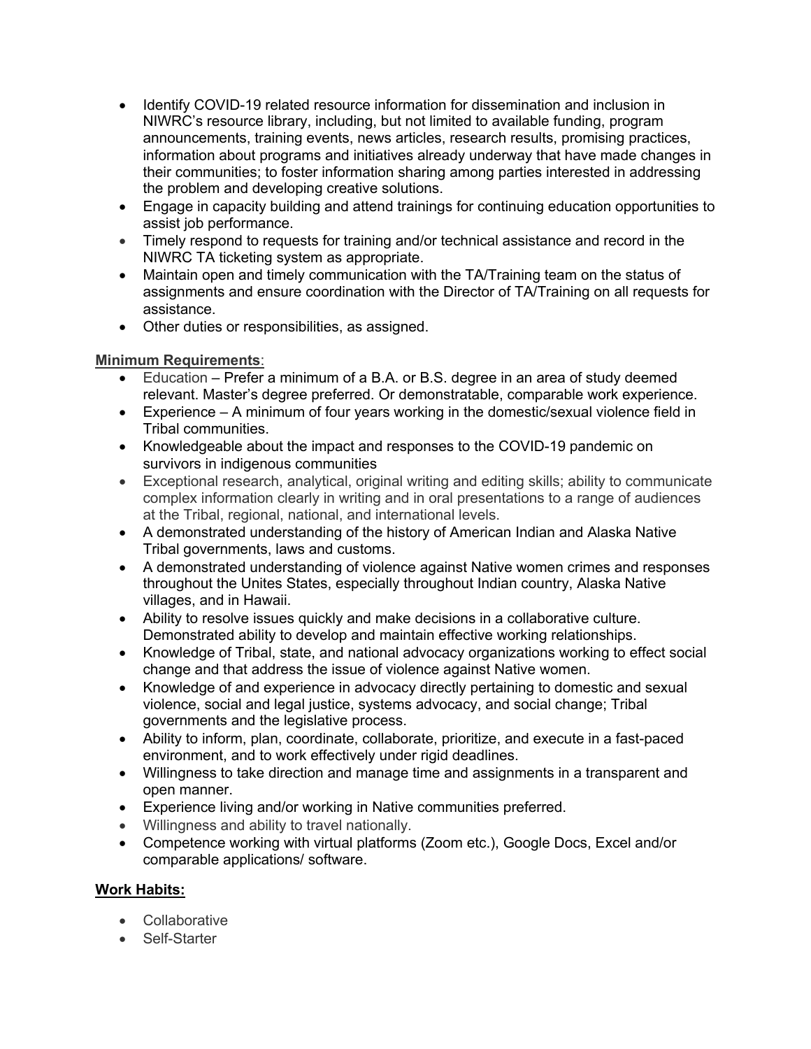- Identify COVID-19 related resource information for dissemination and inclusion in NIWRC's resource library, including, but not limited to available funding, program announcements, training events, news articles, research results, promising practices, information about programs and initiatives already underway that have made changes in their communities; to foster information sharing among parties interested in addressing the problem and developing creative solutions.
- Engage in capacity building and attend trainings for continuing education opportunities to assist job performance.
- Timely respond to requests for training and/or technical assistance and record in the NIWRC TA ticketing system as appropriate.
- Maintain open and timely communication with the TA/Training team on the status of assignments and ensure coordination with the Director of TA/Training on all requests for assistance.
- Other duties or responsibilities, as assigned.

**Minimum Requirements**:

- Education – Prefer a minimum of a B.A. or B.S. degree in an area of study deemed relevant. Master's degree preferred. Or demonstratable, comparable work experience.
- Experience – A minimum of four years working in the domestic/sexual violence field in Tribal communities.
- Knowledgeable about the impact and responses to the COVID-19 pandemic on survivors in indigenous communities
- Exceptional research, analytical, original writing and editing skills; ability to communicate complex information clearly in writing and in oral presentations to a range of audiences at the Tribal, regional, national, and international levels.
- A demonstrated understanding of the history of American Indian and Alaska Native Tribal governments, laws and customs.
- A demonstrated understanding of violence against Native women crimes and responses throughout the Unites States, especially throughout Indian country, Alaska Native villages, and in Hawaii.
- Ability to resolve issues quickly and make decisions in a collaborative culture. Demonstrated ability to develop and maintain effective working relationships.
- Knowledge of Tribal, state, and national advocacy organizations working to effect social change and that address the issue of violence against Native women.
- Knowledge of and experience in advocacy directly pertaining to domestic and sexual violence, social and legal justice, systems advocacy, and social change; Tribal governments and the legislative process.
- Ability to inform, plan, coordinate, collaborate, prioritize, and execute in a fast-paced environment, and to work effectively under rigid deadlines.
- Willingness to take direction and manage time and assignments in a transparent and open manner.
- Experience living and/or working in Native communities preferred.
- Willingness and ability to travel nationally.
- Competence working with virtual platforms (Zoom etc.), Google Docs, Excel and/or comparable applications/ software.

**Work Habits:**

- Collaborative
- Self-Starter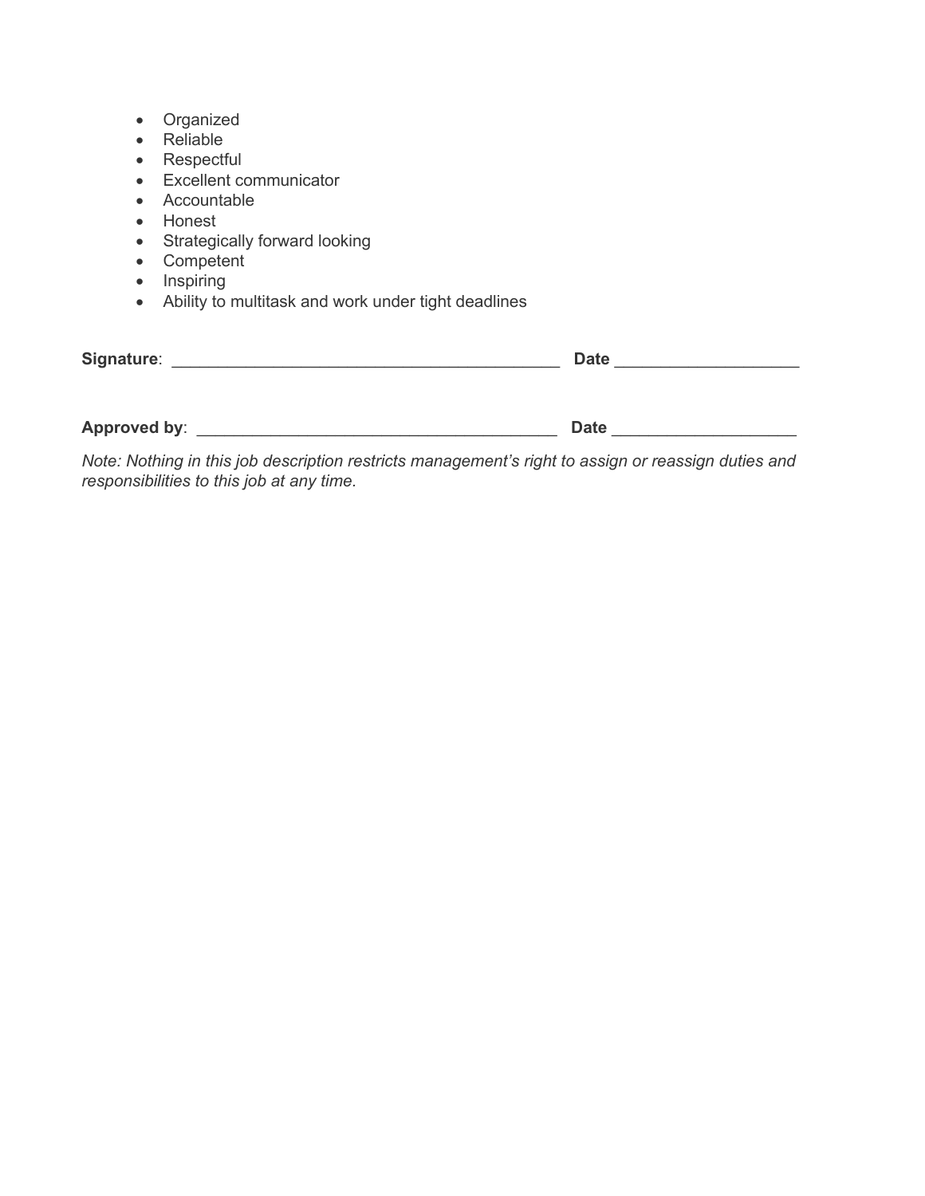- Organized
- Reliable
- Respectful
- Excellent communicator
- Accountable
- Honest
- Strategically forward looking
- Competent
- Inspiring
- Ability to multitask and work under tight deadlines

**Signature**: ___________________________________________ **Date** ____________________

**Approved by**: ________________________________________ **Date** ____________________

*Note: Nothing in this job description restricts management's right to assign or reassign duties and responsibilities to this job at any time.*